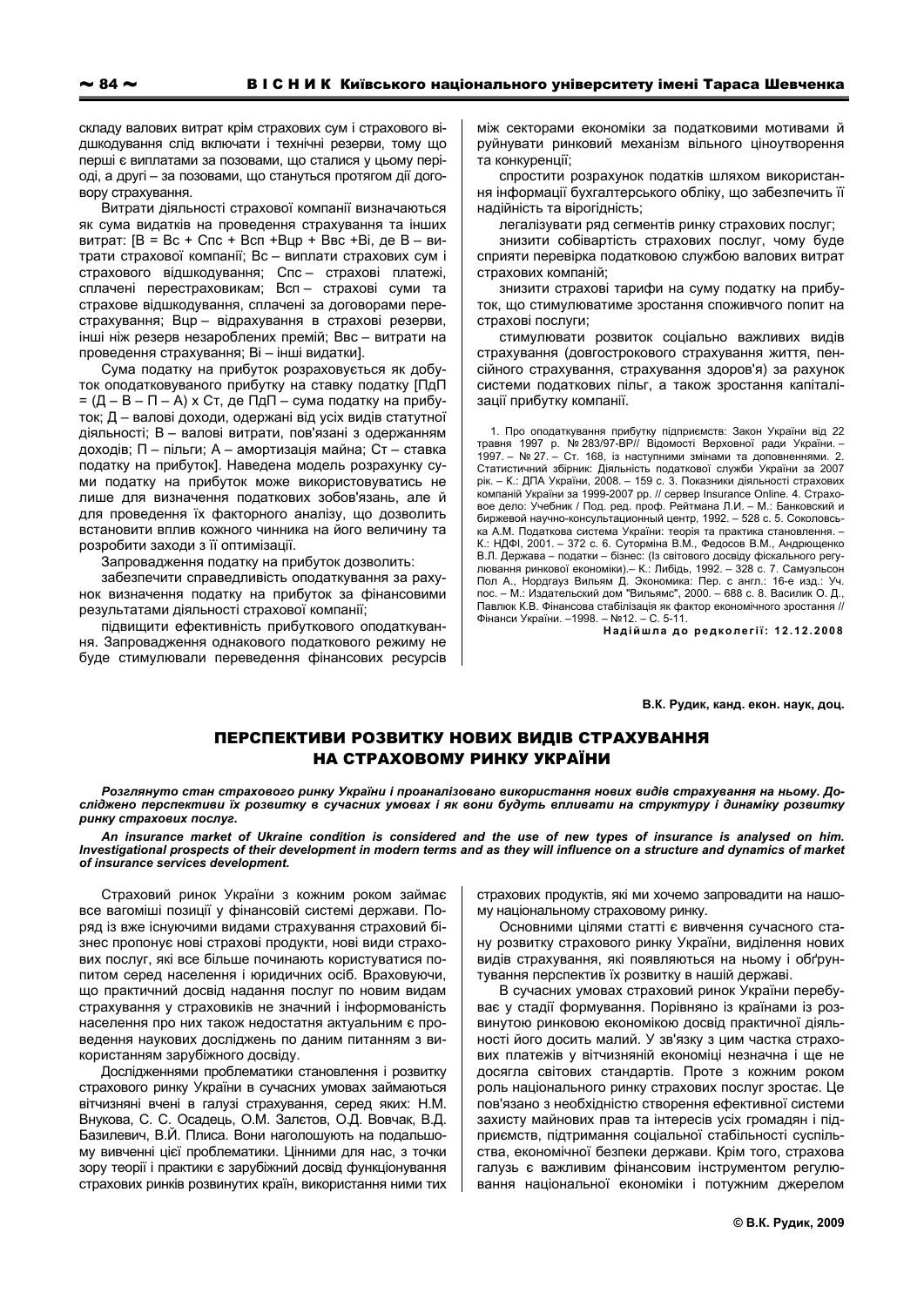складу валових витрат крім страхових сум і страхового відшкодування слід включати і технічні резерви, тому що перші є виплатами за позовами, що сталися у цьому періоді, а другі – за позовами, що стануться протягом дії договору страхування.

Витрати діяльності страхової компанії визначаються як сума видатків на проведення страхування та інших витрат: [$В = Вс + Спс + Всп + Вцр + Ввс + Ві$, де В – витрати страхової компанії; Вс – виплати страхових сум і страхового відшкодування; Спс – страхові платежі, сплачені перестраховикам; Всп – страхові суми та страхове відшкодування, сплачені за договорами перестрахування; Вцр – відрахування в страхові резерви, інші ніж резерв незароблених премій; Ввс – витрати на проведення страхування; Ві – інші видатки].

Сума податку на прибуток розраховується як добуток оподатковуваного прибутку на ставку податку [$ПдП = (Д – В – П – А) \times Ст$, де ПдП – сума податку на прибуток; Д – валові доходи, одержані від усіх видів статутної діяльності; В – валові витрати, пов'язані з одержанням доходів; П – пільги; А – амортизація майна; Ст – ставка податку на прибуток]. Наведена модель розрахунку суми податку на прибуток може використовуватись не лише для визначення податкових зобов'язань, але й для проведення їх факторного аналізу, що дозволить встановити вплив кожного чинника на його величину та розробити заходи з її оптимізації.

Запровадження податку на прибуток дозволить:

забезпечити справедливість оподаткування за рахунок визначення податку на прибуток за фінансовими результатами діяльності страхової компанії;

підвищити ефективність прибуткового оподаткування. Запровадження однакового податкового режиму не буде стимулювали переведення фінансових ресурсів між секторами економіки за податковими мотивами й руйнувати ринковий механізм вільного ціноутворення та конкуренції;

спростити розрахунок податків шляхом використання інформації бухгалтерського обліку, що забезпечить її надійність та вірогідність;

легалізувати ряд сегментів ринку страхових послуг;

знизити собівартість страхових послуг, чому буде сприяти перевірка податковою службою валових витрат страхових компаній;

знизити страхові тарифи на суму податку на прибуток, що стимулюватиме зростання споживчого попит на страхові послуги;

стимулювати розвиток соціально важливих видів страхування (довгострокового страхування життя, пенсійного страхування, страхування здоров'я) за рахунок системи податкових пільг, а також зростання капіталізації прибутку компанії.

1. Про оподаткування прибутку підприємств: Закон України від 22 травня 1997 р. № 283/97-ВР// Відомості Верховної ради України. – 1997. – № 27. – Ст. 168, із наступними змінами та доповненнями. 2. Статистичний збірник: Діяльність податкової служби України за 2007 рік. – К.: ДПА України, 2008. – 159 с. 3. Показники діяльності страхових компаній України за 1999-2007 рр. // сервер Insurance Online. 4. Страховое дело: Учебник / Под. ред. проф. Рейтмана Л.И. – М.: Банковский и биржевой научно-консультационный центр, 1992. – 528 с. 5. Соколовська А.М. Податкова система України: теорія та практика становлення. – К.: НДФІ, 2001. – 372 с. 6. Суторміна В.М., Федосов В.М., Андрющенко В.Л. Держава – податки – бізнес: (Із світового досвіду фіскального регулювання ринкової економіки).– К.: Либідь, 1992. – 328 с. 7. Самуэльсон Пол А., Нордгауз Вильям Д. Экономика: Пер. с англ.: 16-е изд.: Уч. пос. – М.: Издательский дом "Вильямс", 2000. – 688 с. 8. Василик О. Д., Павлюк К.В. Фінансова стабілізація як фактор економічного зростання // Фінанси України. –1998. – №12. – С. 5-11.

**Надійшла до редколегії: 12.12.2008**

**В.К. Рудик, канд. екон. наук, доц.**

## ПЕРСПЕКТИВИ РОЗВИТКУ НОВИХ ВИДІВ СТРАХУВАННЯ НА СТРАХОВОМУ РИНКУ УКРАЇНИ

***Розглянуто стан страхового ринку України і проаналізовано використання нових видів страхування на ньому. Досліджено перспективи їх розвитку в сучасних умовах і як вони будуть впливати на структуру і динаміку розвитку ринку страхових послуг.***

***An insurance market of Ukraine condition is considered and the use of new types of insurance is analysed on him. Investigational prospects of their development in modern terms and as they will influence on a structure and dynamics of market of insurance services development.***

Страховий ринок України з кожним роком займає все вагоміші позиції у фінансовій системі держави. Поряд із вже існуючими видами страхування страховий бізнес пропонує нові страхові продукти, нові види страхових послуг, які все більше починають користуватися попитом серед населення і юридичних осіб. Враховуючи, що практичний досвід надання послуг по новим видам страхування у страховиків не значний і інформованість населення про них також недостатня актуальним є проведення наукових досліджень по даним питанням з використанням зарубіжного досвіду.

Дослідженнями проблематики становлення і розвитку страхового ринку України в сучасних умовах займаються вітчизняні вчені в галузі страхування, серед яких: Н.М. Внукова, С. С. Осадець, О.М. Залєтов, О.Д. Вовчак, В.Д. Базилевич, В.Й. Плиса. Вони наголошують на подальшому вивченні цієї проблематики. Цінними для нас, з точки зору теорії і практики є зарубіжний досвід функціонування страхових ринків розвинутих країн, використання ними тих страхових продуктів, які ми хочемо запровадити на нашому національному страховому ринку.

Основними цілями статті є вивчення сучасного стану розвитку страхового ринку України, виділення нових видів страхування, які появляються на ньому і обґрунтування перспектив їх розвитку в нашій державі.

В сучасних умовах страховий ринок України перебуває у стадії формування. Порівняно із країнами із розвинутою ринковою економікою досвід практичної діяльності його досить малий. У зв'язку з цим частка страхових платежів у вітчизняній економіці незначна і ще не досягла світових стандартів. Проте з кожним роком роль національного ринку страхових послуг зростає. Це пов'язано з необхідністю створення ефективної системи захисту майнових прав та інтересів усіх громадян і підприємств, підтримання соціальної стабільності суспільства, економічної безпеки держави. Крім того, страхова галузь є важливим фінансовим інструментом регулювання національної економіки і потужним джерелом

© В.К. Рудик, 2009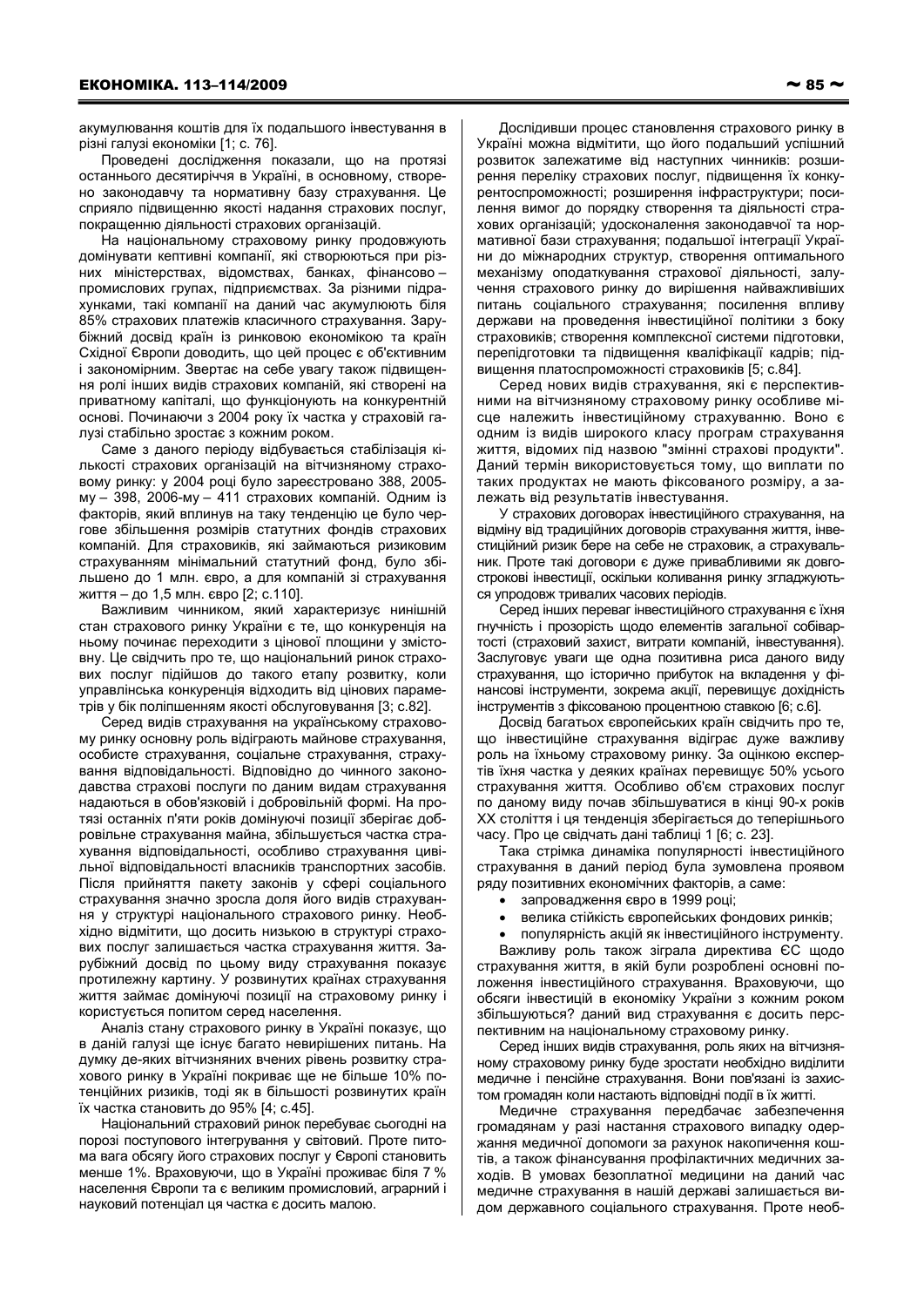акумулювання коштів для їх подальшого інвестування в різні галузі економіки [1; с. 76].

Проведені дослідження показали, що на протязі останнього десятиріччя в Україні, в основному, створено законодавчу та нормативну базу страхування. Це сприяло підвищенню якості надання страхових послуг, покращенню діяльності страхових організацій.

На національному страховому ринку продовжують домінувати кептивні компанії, які створюються при різних міністерствах, відомствах, банках, фінансово – промислових групах, підприємствах. За різними підрахунками, такі компанії на даний час акумулюють біля 85% страхових платежів класичного страхування. Зарубіжний досвід країн із ринковою економікою та країн Східної Європи доводить, що цей процес є об'єктивним і закономірним. Звертає на себе увагу також підвищення ролі інших видів страхових компаній, які створені на приватному капіталі, що функціонують на конкурентній основі. Починаючи з 2004 року їх частка у страховій галузі стабільно зростає з кожним роком.

Саме з даного періоду відбувається стабілізація кількості страхових організацій на вітчизняному страховому ринку: у 2004 році було зареєстровано 388, 2005-му – 398, 2006-му – 411 страхових компаній. Одним із факторів, який вплинув на таку тенденцію це було чергове збільшення розмірів статутних фондів страхових компаній. Для страховиків, які займаються ризиковим страхуванням мінімальний статутний фонд, було збільшено до 1 млн. євро, а для компаній зі страхування життя – до 1,5 млн. євро [2; с.110].

Важливим чинником, який характеризує нинішній стан страхового ринку України є те, що конкуренція на ньому починає переходити з цінової площини у змістовну. Це свідчить про те, що національний ринок страхових послуг підійшов до такого етапу розвитку, коли управлінська конкуренція відходить від цінових параметрів у бік поліпшенням якості обслуговування [3; с.82].

Серед видів страхування на українському страховому ринку основну роль відіграють майнове страхування, особисте страхування, соціальне страхування, страхування відповідальності. Відповідно до чинного законодавства страхові послуги по даним видам страхування надаються в обов'язковій і добровільній формі. На протязі останніх п'яти років домінуючі позиції зберігає добровільне страхування майна, збільшується частка страхування відповідальності, особливо страхування цивільної відповідальності власників транспортних засобів. Після прийняття пакету законів у сфері соціального страхування значно зросла доля його видів страхування у структурі національного страхового ринку. Необхідно відмітити, що досить низькою в структурі страхових послуг залишається частка страхування життя. Зарубіжний досвід по цьому виду страхування показує протилежну картину. У розвинутих країнах страхування життя займає домінуючі позиції на страховому ринку і користується попитом серед населення.

Аналіз стану страхового ринку в Україні показує, що в даній галузі ще існує багато невирішених питань. На думку де-яких вітчизняних вчених рівень розвитку страхового ринку в Україні покриває ще не більше 10% потенційних ризиків, тоді як в більшості розвинутих країн їх частка становить до 95% [4; с.45].

Національний страховий ринок перебуває сьогодні на порозі поступового інтегрування у світовий. Проте питома вага обсягу його страхових послуг у Європі становить менше 1%. Враховуючи, що в Україні проживає біля 7 % населення Європи та є великим промисловий, аграрний і науковий потенціал ця частка є досить малою.

Дослідивши процес становлення страхового ринку в Україні можна відмітити, що його подальший успішний розвиток залежатиме від наступних чинників: розширення переліку страхових послуг, підвищення їх конкурентоспроможності; розширення інфраструктури; посилення вимог до порядку створення та діяльності страхових організацій; удосконалення законодавчої та нормативної бази страхування; подальшої інтеграції України до міжнародних структур, створення оптимального механізму оподаткування страхової діяльності, залучення страхового ринку до вирішення найважливіших питань соціального страхування; посилення впливу держави на проведення інвестиційної політики з боку страховиків; створення комплексної системи підготовки, перепідготовки та підвищення кваліфікації кадрів; підвищення платоспроможності страховиків [5; с.84].

Серед нових видів страхування, які є перспективними на вітчизняному страховому ринку особливе місце належить інвестиційному страхуванню. Воно є одним із видів широкого класу програм страхування життя, відомих під назвою "змінні страхові продукти". Даний термін використовується тому, що виплати по таких продуктах не мають фіксованого розміру, а залежать від результатів інвестування.

У страхових договорах інвестиційного страхування, на відміну від традиційних договорів страхування життя, інвестиційний ризик бере на себе не страховик, а страхувальник. Проте такі договори є дуже привабливими як довгострокові інвестиції, оскільки коливання ринку згладжуються упродовж тривалих часових періодів.

Серед інших переваг інвестиційного страхування є їхня гнучкість і прозорість щодо елементів загальної собівартості (страховий захист, витрати компаній, інвестування). Заслуговує уваги ще одна позитивна риса даного виду страхування, що історично прибуток на вкладення у фінансові інструменти, зокрема акції, перевищує дохідність інструментів з фіксованою процентною ставкою [6; с.6].

Досвід багатьох європейських країн свідчить про те, що інвестиційне страхування відіграє дуже важливу роль на їхньому страховому ринку. За оцінкою експертів їхня частка у деяких країнах перевищує 50% усього страхування життя. Особливо об'єм страхових послуг по даному виду почав збільшуватися в кінці 90-х років XX століття і ця тенденція зберігається до теперішнього часу. Про це свідчать дані таблиці 1 [6; с. 23].

Така стрімка динаміка популярності інвестиційного страхування в даний період була зумовлена проявом ряду позитивних економічних факторів, а саме:

- запровадження євро в 1999 році;
- велика стійкість європейських фондових ринків;
- популярність акцій як інвестиційного інструменту.

Важливу роль також зіграла директива ЄС щодо страхування життя, в якій були розроблені основні положення інвестиційного страхування. Враховуючи, що обсяги інвестицій в економіку України з кожним роком збільшуються? даний вид страхування є досить перспективним на національному страховому ринку.

Серед інших видів страхування, роль яких на вітчизняному страховому ринку буде зростати необхідно виділити медичне і пенсійне страхування. Вони пов'язані із захистом громадян коли настають відповідні події в їх житті.

Медичне страхування передбачає забезпечення громадянам у разі настання страхового випадку одержання медичної допомоги за рахунок накопичення коштів, а також фінансування профілактичних медичних заходів. В умовах безоплатної медицини на даний час медичне страхування в нашій державі залишається видом державного соціального страхування. Проте необ-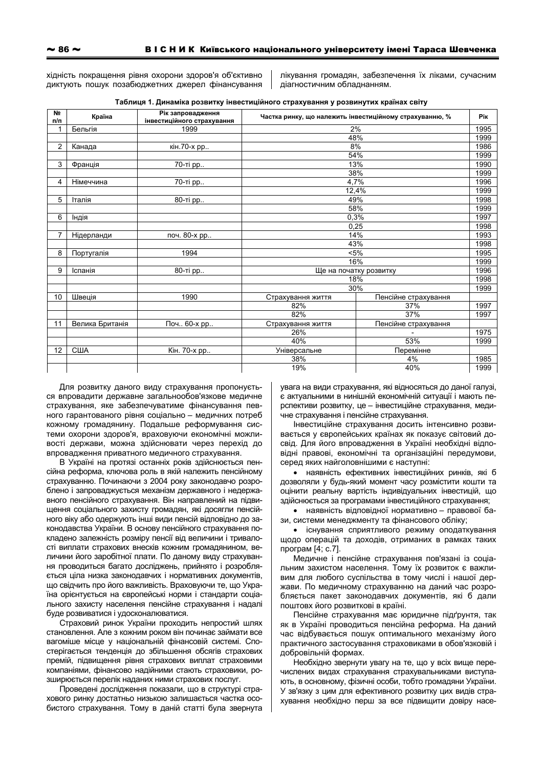хідність покращення рівня охорони здоров'я об'єктивно диктують пошук позабюджетних джерел фінансування лікування громадян, забезпечення їх ліками, сучасним діагностичним обладнанням.

**Таблиця 1. Динаміка розвитку інвестиційного страхування у розвинутих країнах світу**

| № п/п | Країна | Рік запровадження інвестиційного страхування | Частка ринку, що належить інвестиційному страхуванню, % | | Рік |
|---|---|---|---|---|---|
| 1 | Бельгія | 1999 | 2% | | 1995 |
| | | | 48% | | 1999 |
| 2 | Канада | кін.70-х рр.. | 8% | | 1986 |
| | | | 54% | | 1999 |
| 3 | Франція | 70-ті рр.. | 13% | | 1990 |
| | | | 38% | | 1999 |
| 4 | Німеччина | 70-ті рр.. | 4,7% | | 1996 |
| | | | 12,4% | | 1999 |
| 5 | Італія | 80-ті рр.. | 49% | | 1998 |
| | | | 58% | | 1999 |
| 6 | Індія | | 0,3% | | 1997 |
| | | | 0,25 | | 1998 |
| 7 | Нідерланди | поч. 80-х рр.. | 14% | | 1993 |
| | | | 43% | | 1998 |
| 8 | Португалія | 1994 | <5% | | 1995 |
| | | | 16% | | 1999 |
| 9 | Іспанія | 80-ті рр.. | Ще на початку розвитку | | 1996 |
| | | | 18% | | 1998 |
| | | | 30% | | 1999 |
| 10 | Швеція | 1990 | Страхування життя | Пенсійне страхування | |
| | | | 82% | 37% | 1997 |
| | | | 82% | 37% | 1997 |
| 11 | Велика Британія | Поч.. 60-х рр.. | Страхування життя | Пенсійне страхування | |
| | | | 26% | - | 1975 |
| | | | 40% | 53% | 1999 |
| 12 | США | Кін. 70-х рр.. | Універсальне | Перемінне | |
| | | | 38% | 4% | 1985 |
| | | | 19% | 40% | 1999 |

Для розвитку даного виду страхування пропонується впровадити державне загальнообов'язкове медичне страхування, яке забезпечуватиме фінансування певного гарантованого рівня соціально – медичних потреб кожному громадянину. Подальше реформування системи охорони здоров'я, враховуючи економічні можливості держави, можна здійснювати через перехід до впровадження приватного медичного страхування.

В Україні на протязі останніх років здійснюється пенсійна реформа, ключова роль в якій належить пенсійному страхуванню. Починаючи з 2004 року законодавчо розроблено і запроваджується механізм державного і недержавного пенсійного страхування. Він направлений на підвищення соціального захисту громадян, які досягли пенсійного віку або одержують інші види пенсій відповідно до законодавства України. В основу пенсійного страхування покладено залежність розміру пенсії від величини і тривалості виплати страхових внесків кожним громадянином, величини його заробітної плати. По даному виду страхування проводиться багато досліджень, прийнято і розробляється ціла низка законодавчих і нормативних документів, що свідчить про його важливість. Враховуючи те, що Україна орієнтується на європейські норми і стандарти соціального захисту населення пенсійне страхування і надалі буде розвиватися і удосконалюватися.

Страховий ринок України проходить непростий шлях становлення. Але з кожним роком він починає займати все вагоміше місце у національній фінансовій системі. Спостерігається тенденція до збільшення обсягів страхових премій, підвищення рівня страхових виплат страховими компаніями, фінансово надійними стають страховики, розширюється перелік наданих ними страхових послуг.

Проведені дослідження показали, що в структурі страхового ринку достатньо низькою залишається частка особистого страхування. Тому в даній статті була звернута увага на види страхування, які відносяться до даної галузі, є актуальними в нинішній економічній ситуації і мають перспективи розвитку, це – інвестиційне страхування, медичне страхування і пенсійне страхування.

Інвестиційне страхування досить інтенсивно розвивається у європейських країнах як показує світовий досвід. Для його впровадження в Україні необхідні відповідні правові, економічні та організаційні передумови, серед яких найголовнішими є наступні:

- наявність ефективних інвестиційних ринків, які б дозволяли у будь-який момент часу розмістити кошти та оцінити реальну вартість індивідуальних інвестицій, що здійснюється за програмами інвестиційного страхування;
- наявність відповідної нормативно – правової бази, системи менеджменту та фінансового обліку;
- існування сприятливого режиму оподаткування щодо операцій та доходів, отриманих в рамках таких програм [4; с.7].

Медичне і пенсійне страхування пов'язані із соціальним захистом населення. Тому їх розвиток є важливим для любого суспільства в тому числі і нашої держави. По медичному страхуванню на даний час розробляється пакет законодавчих документів, які б дали поштовх його розвиткові в країні.

Пенсійне страхування має юридичне підґрунтя, так як в Україні проводиться пенсійна реформа. На даний час відбувається пошук оптимального механізму його практичного застосування страховиками в обов'язковій і добровільній формах.

Необхідно звернути увагу на те, що у всіх вище перечислених видах страхування страхувальниками виступають, в основному, фізичні особи, тобто громадяни України. У зв'язку з цим для ефективного розвитку цих видів страхування необхідно перш за все підвищити довіру насе-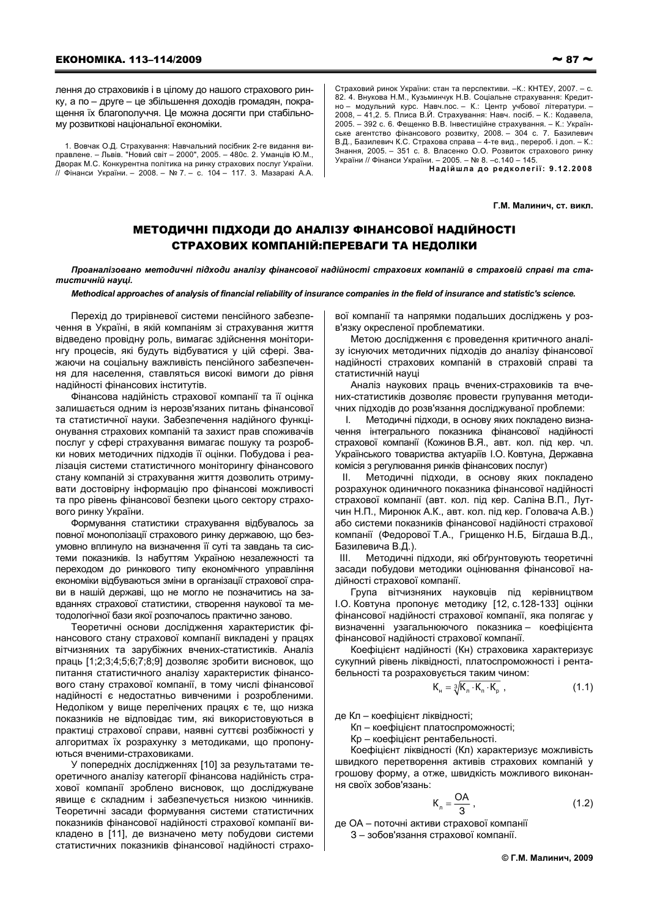лення до страховиків і в цілому до нашого страхового ринку, а по – друге – це збільшення доходів громадян, покращення їх благополуччя. Це можна досягти при стабільному розвиткові національної економіки.

1. Вовчак О.Д. Страхування: Навчальний посібник 2-ге видання виправлене. – Львів. "Новий світ – 2000", 2005. – 480с. 2. Уманців Ю.М., Дворак М.С. Конкурентна політика на ринку страхових послуг України. // Фінанси України. – 2008. – № 7. – с. 104 – 117. 3. Мазаракі А.А. Страховий ринок України: стан та перспективи. –К.: КНТЕУ, 2007. – с. 82. 4. Внукова Н.М., Кузьминчук Н.В. Соціальне страхування: Кредитно – модульний курс. Навч.пос. – К.: Центр учбової літератури. – 2008, – 41,2. 5. Плиса В.Й. Страхування: Навч. посіб. – К.: Кодавела, 2005. – 392 с. 6. Фещенко В.В. Інвестиційне страхування. – К.: Українське агентство фінансового розвитку, 2008. – 304 с. 7. Базилевич В.Д., Базилевич К.С. Страхова справа – 4-те вид., перероб. і доп. – К.: Знання, 2005. – 351 с. 8. Власенко О.О. Розвиток страхового ринку України // Фінанси України. – 2005. – № 8. –с.140 – 145.

**Надійшла до редколегії: 9.12.2008**

**Г.М. Малинич, ст. викл.**

# МЕТОДИЧНІ ПІДХОДИ ДО АНАЛІЗУ ФІНАНСОВОЇ НАДІЙНОСТІ СТРАХОВИХ КОМПАНІЙ:ПЕРЕВАГИ ТА НЕДОЛІКИ

***Проаналізовано методичні підходи аналізу фінансової надійності страхових компаній в страховій справі та статистичній науці.***

***Methodical approaches of analysis of financial reliability of insurance companies in the field of insurance and statistic's science.***

Перехід до трирівневої системи пенсійного забезпечення в Україні, в якій компаніям зі страхування життя відведено провідну роль, вимагає здійснення моніторингу процесів, які будуть відбуватися у цій сфері. Зважаючи на соціальну важливість пенсійного забезпечення для населення, ставляться високі вимоги до рівня надійності фінансових інститутів.

Фінансова надійність страхової компанії та її оцінка залишається одним із нерозв'язаних питань фінансової та статистичної науки. Забезпечення надійного функціонування страхових компаній та захист прав споживачів послуг у сфері страхування вимагає пошуку та розробки нових методичних підходів її оцінки. Побудова і реалізація системи статистичного моніторингу фінансового стану компаній зі страхування життя дозволить отримувати достовірну інформацію про фінансові можливості та про рівень фінансової безпеки цього сектору страхового ринку України.

Формування статистики страхування відбувалось за повної монополізації страхового ринку державою, що безумовно вплинуло на визначення її суті та завдань та системи показників. Із набуттям Україною незалежності та переходом до ринкового типу економічного управління економіки відбуваються зміни в організації страхової справи в нашій державі, що не могло не позначитись на завданнях страхової статистики, створення наукової та методологічної бази якої розпочалось практично заново.

Теоретичні основи дослідження характеристик фінансового стану страхової компанії викладені у працях вітчизняних та зарубіжних вчених-статистиків. Аналіз праць [1;2;3;4;5;6;7;8;9] дозволяє зробити висновок, що питання статистичного аналізу характеристик фінансового стану страхової компанії, в тому числі фінансової надійності є недостатньо вивченими і розробленими. Недоліком у вище перелічених працях є те, що низка показників не відповідає тим, які використовуються в практиці страхової справи, наявні суттєві розбіжності у алгоритмах їх розрахунку з методиками, що пропонуються вченими-страховиками.

У попередніх дослідженнях [10] за результатами теоретичного аналізу категорії фінансова надійність страхової компанії зроблено висновок, що досліджуване явище є складним і забезпечується низкою чинників. Теоретичні засади формування системи статистичних показників фінансової надійності страхової компанії викладено в [11], де визначено мету побудови системи статистичних показників фінансової надійності страхової компанії та напрямки подальших досліджень у розв'язку окресленої проблематики.

Метою дослідження є проведення критичного аналізу існуючих методичних підходів до аналізу фінансової надійності страхових компаній в страховій справі та статистичній науці

Аналіз наукових праць вчених-страховиків та вчених-статистиків дозволяє провести групування методичних підходів до розв'язання досліджуваної проблеми:

I. Методичні підходи, в основу яких покладено визначення інтегрального показника фінансової надійності страхової компанії (Кожинов В.Я., авт. кол. під кер. чл. Українського товариства актуаріїв І.О. Ковтуна, Державна комісія з регулювання ринків фінансових послуг)

II. Методичні підходи, в основу яких покладено розрахунок одиничного показника фінансової надійності страхової компанії (авт. кол. під кер. Саліна В.П., Лутчин Н.П., Миронюк А.К., авт. кол. під кер. Головача А.В.) або системи показників фінансової надійності страхової компанії (Федорової Т.А., Грищенко Н.Б, Бігдаша В.Д., Базилевича В.Д.).

III. Методичні підходи, які обґрунтовують теоретичні засади побудови методики оцінювання фінансової надійності страхової компанії.

Група вітчизняних науковців під керівництвом І.О. Ковтуна пропонує методику [12, с.128-133] оцінки фінансової надійності страхової компанії, яка полягає у визначенні узагальнюючого показника – коефіцієнта фінансової надійності страхової компанії.

Коефіцієнт надійності (Кн) страховика характеризує сукупний рівень ліквідності, платоспроможності і рентабельності та розраховується таким чином:

$$K_н = \sqrt[3]{K_л \cdot K_п \cdot K_р}\,, \qquad (1.1)$$

де Кл – коефіцієнт ліквідності;

Кп – коефіцієнт платоспроможності;

Кр – коефіцієнт рентабельності.

Коефіцієнт ліквідності (Кл) характеризує можливість швидкого перетворення активів страхових компаній у грошову форму, а отже, швидкість можливого виконання своїх зобов'язань:

$$K_л = \frac{ОА}{З}\,, \qquad (1.2)$$

де ОА – поточні активи страхової компанії

З – зобов'язання страхової компанії.

© Г.М. Малинич, 2009